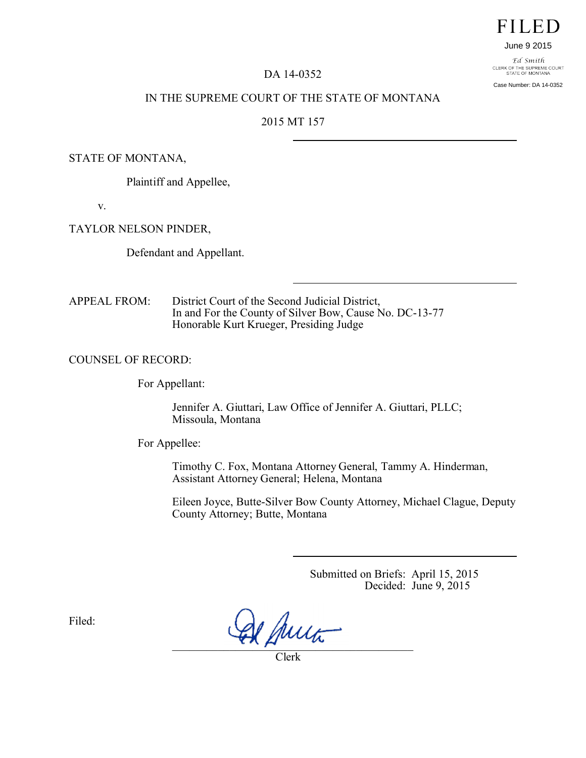FILED

June 9 2015

Ed Smith
CLERK OF THE SUPREME COURT
STATE OF MONTANA

Case Number: DA 14-0352

DA 14-0352

IN THE SUPREME COURT OF THE STATE OF MONTANA

2015 MT 157

---

STATE OF MONTANA,

Plaintiff and Appellee,

v.

TAYLOR NELSON PINDER,

Defendant and Appellant.

---

APPEAL FROM: District Court of the Second Judicial District, In and For the County of Silver Bow, Cause No. DC-13-77 Honorable Kurt Krueger, Presiding Judge

COUNSEL OF RECORD:

For Appellant:

Jennifer A. Giuttari, Law Office of Jennifer A. Giuttari, PLLC; Missoula, Montana

For Appellee:

Timothy C. Fox, Montana Attorney General, Tammy A. Hinderman, Assistant Attorney General; Helena, Montana

Eileen Joyce, Butte-Silver Bow County Attorney, Michael Clague, Deputy County Attorney; Butte, Montana

---

Submitted on Briefs: April 15, 2015

Decided: June 9, 2015

Filed:

Clerk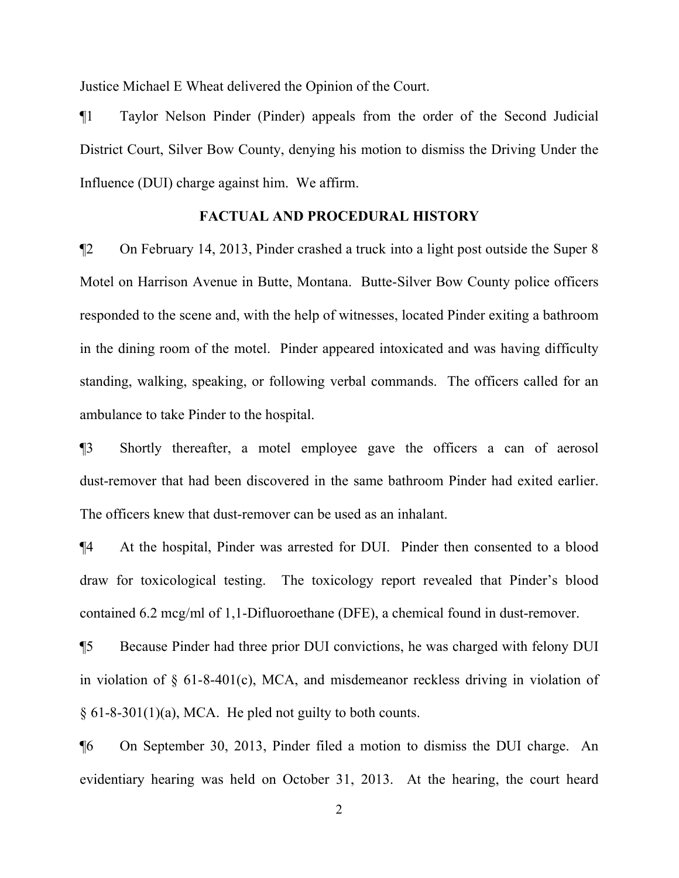Justice Michael E Wheat delivered the Opinion of the Court.

¶1 Taylor Nelson Pinder (Pinder) appeals from the order of the Second Judicial District Court, Silver Bow County, denying his motion to dismiss the Driving Under the Influence (DUI) charge against him. We affirm.

## FACTUAL AND PROCEDURAL HISTORY

¶2 On February 14, 2013, Pinder crashed a truck into a light post outside the Super 8 Motel on Harrison Avenue in Butte, Montana. Butte-Silver Bow County police officers responded to the scene and, with the help of witnesses, located Pinder exiting a bathroom in the dining room of the motel. Pinder appeared intoxicated and was having difficulty standing, walking, speaking, or following verbal commands. The officers called for an ambulance to take Pinder to the hospital.

¶3 Shortly thereafter, a motel employee gave the officers a can of aerosol dust-remover that had been discovered in the same bathroom Pinder had exited earlier. The officers knew that dust-remover can be used as an inhalant.

¶4 At the hospital, Pinder was arrested for DUI. Pinder then consented to a blood draw for toxicological testing. The toxicology report revealed that Pinder's blood contained 6.2 mcg/ml of 1,1-Difluoroethane (DFE), a chemical found in dust-remover.

¶5 Because Pinder had three prior DUI convictions, he was charged with felony DUI in violation of § 61-8-401(c), MCA, and misdemeanor reckless driving in violation of § 61-8-301(1)(a), MCA. He pled not guilty to both counts.

¶6 On September 30, 2013, Pinder filed a motion to dismiss the DUI charge. An evidentiary hearing was held on October 31, 2013. At the hearing, the court heard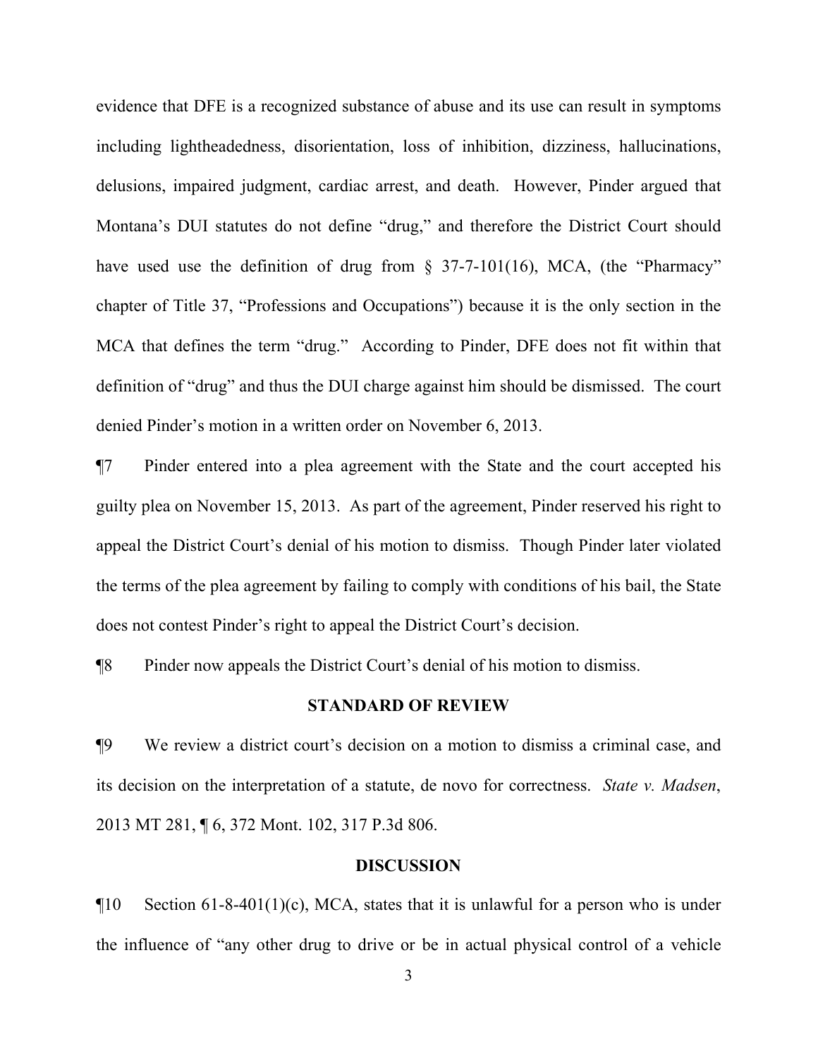evidence that DFE is a recognized substance of abuse and its use can result in symptoms including lightheadedness, disorientation, loss of inhibition, dizziness, hallucinations, delusions, impaired judgment, cardiac arrest, and death. However, Pinder argued that Montana's DUI statutes do not define "drug," and therefore the District Court should have used use the definition of drug from § 37-7-101(16), MCA, (the "Pharmacy" chapter of Title 37, "Professions and Occupations") because it is the only section in the MCA that defines the term "drug." According to Pinder, DFE does not fit within that definition of "drug" and thus the DUI charge against him should be dismissed. The court denied Pinder's motion in a written order on November 6, 2013.

¶7 Pinder entered into a plea agreement with the State and the court accepted his guilty plea on November 15, 2013. As part of the agreement, Pinder reserved his right to appeal the District Court's denial of his motion to dismiss. Though Pinder later violated the terms of the plea agreement by failing to comply with conditions of his bail, the State does not contest Pinder's right to appeal the District Court's decision.

¶8 Pinder now appeals the District Court's denial of his motion to dismiss.

## STANDARD OF REVIEW

¶9 We review a district court's decision on a motion to dismiss a criminal case, and its decision on the interpretation of a statute, de novo for correctness. *State v. Madsen*, 2013 MT 281, ¶ 6, 372 Mont. 102, 317 P.3d 806.

## DISCUSSION

¶10 Section 61-8-401(1)(c), MCA, states that it is unlawful for a person who is under the influence of "any other drug to drive or be in actual physical control of a vehicle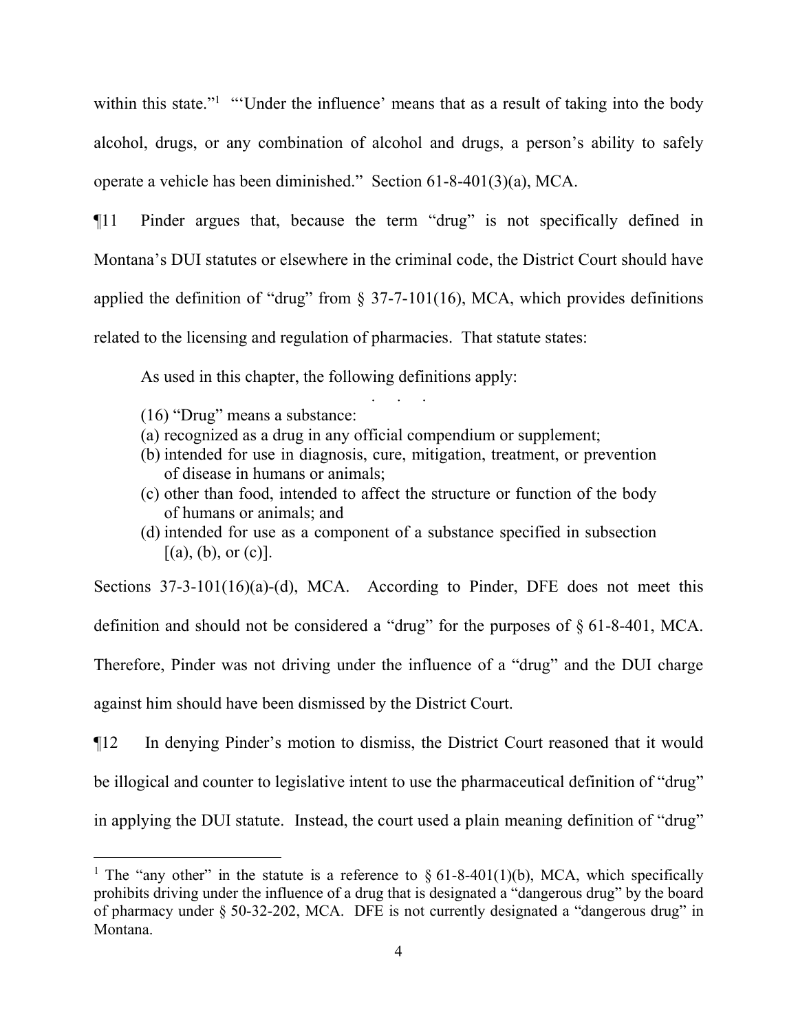within this state."[1] "'Under the influence' means that as a result of taking into the body alcohol, drugs, or any combination of alcohol and drugs, a person's ability to safely operate a vehicle has been diminished." Section 61-8-401(3)(a), MCA.

¶11 Pinder argues that, because the term "drug" is not specifically defined in Montana's DUI statutes or elsewhere in the criminal code, the District Court should have applied the definition of "drug" from § 37-7-101(16), MCA, which provides definitions related to the licensing and regulation of pharmacies. That statute states:

> As used in this chapter, the following definitions apply:
>
> . . .
>
> (16) "Drug" means a substance:
> (a) recognized as a drug in any official compendium or supplement;
> (b) intended for use in diagnosis, cure, mitigation, treatment, or prevention of disease in humans or animals;
> (c) other than food, intended to affect the structure or function of the body of humans or animals; and
> (d) intended for use as a component of a substance specified in subsection [(a), (b), or (c)].

Sections 37-3-101(16)(a)-(d), MCA. According to Pinder, DFE does not meet this definition and should not be considered a "drug" for the purposes of § 61-8-401, MCA. Therefore, Pinder was not driving under the influence of a "drug" and the DUI charge against him should have been dismissed by the District Court.

¶12 In denying Pinder's motion to dismiss, the District Court reasoned that it would be illogical and counter to legislative intent to use the pharmaceutical definition of "drug" in applying the DUI statute. Instead, the court used a plain meaning definition of "drug"

---

[1] The "any other" in the statute is a reference to § 61-8-401(1)(b), MCA, which specifically prohibits driving under the influence of a drug that is designated a "dangerous drug" by the board of pharmacy under § 50-32-202, MCA. DFE is not currently designated a "dangerous drug" in Montana.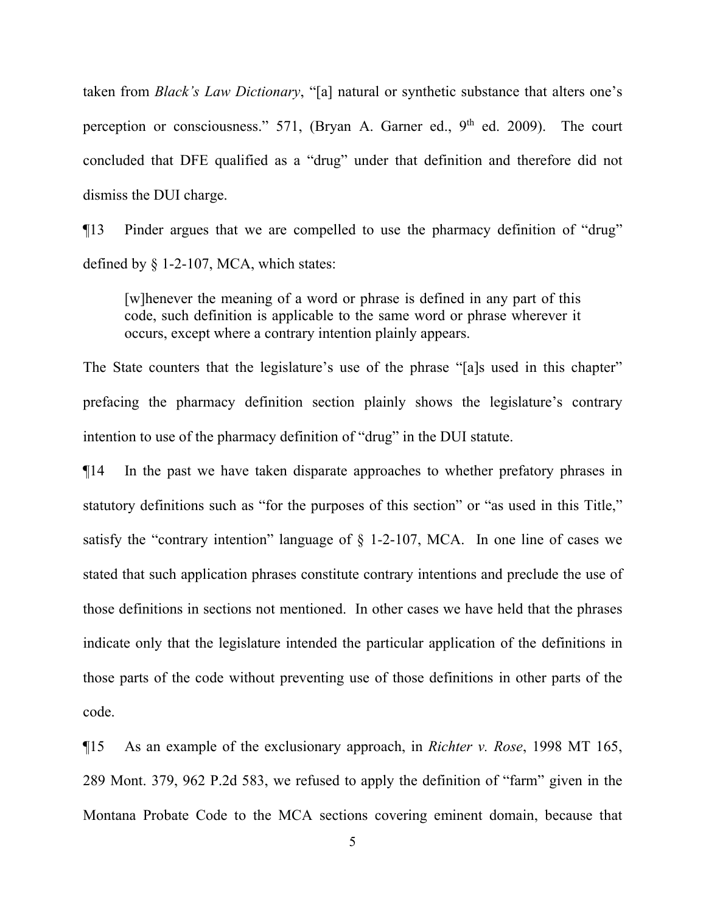taken from *Black's Law Dictionary*, "[a] natural or synthetic substance that alters one's perception or consciousness." 571, (Bryan A. Garner ed., 9th ed. 2009). The court concluded that DFE qualified as a "drug" under that definition and therefore did not dismiss the DUI charge.

¶13 Pinder argues that we are compelled to use the pharmacy definition of "drug" defined by § 1-2-107, MCA, which states:

> [w]henever the meaning of a word or phrase is defined in any part of this code, such definition is applicable to the same word or phrase wherever it occurs, except where a contrary intention plainly appears.

The State counters that the legislature's use of the phrase "[a]s used in this chapter" prefacing the pharmacy definition section plainly shows the legislature's contrary intention to use of the pharmacy definition of "drug" in the DUI statute.

¶14 In the past we have taken disparate approaches to whether prefatory phrases in statutory definitions such as "for the purposes of this section" or "as used in this Title," satisfy the "contrary intention" language of § 1-2-107, MCA. In one line of cases we stated that such application phrases constitute contrary intentions and preclude the use of those definitions in sections not mentioned. In other cases we have held that the phrases indicate only that the legislature intended the particular application of the definitions in those parts of the code without preventing use of those definitions in other parts of the code.

¶15 As an example of the exclusionary approach, in *Richter v. Rose*, 1998 MT 165, 289 Mont. 379, 962 P.2d 583, we refused to apply the definition of "farm" given in the Montana Probate Code to the MCA sections covering eminent domain, because that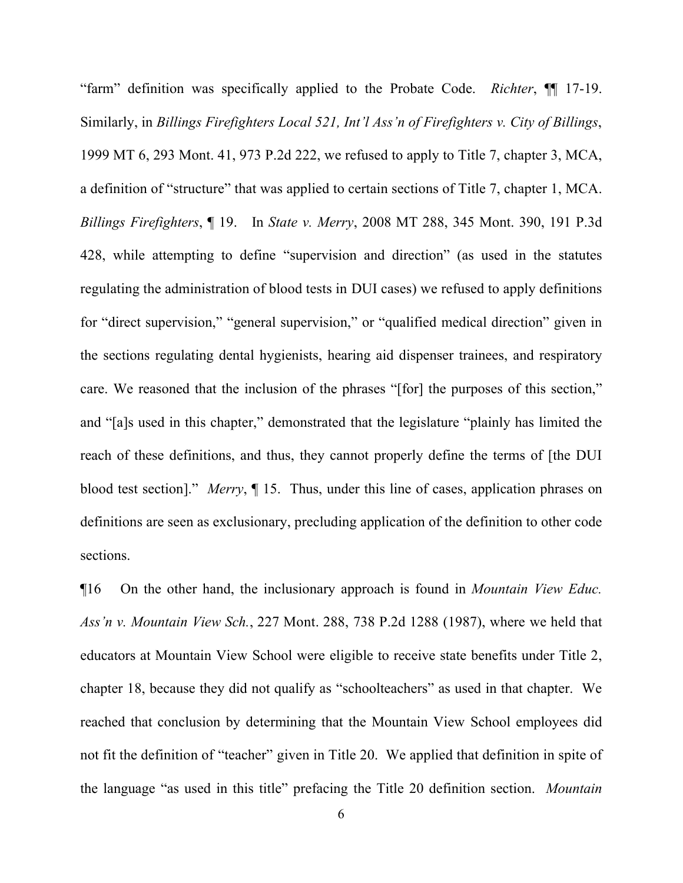"farm" definition was specifically applied to the Probate Code. *Richter*, ¶¶ 17-19. Similarly, in *Billings Firefighters Local 521, Int'l Ass'n of Firefighters v. City of Billings*, 1999 MT 6, 293 Mont. 41, 973 P.2d 222, we refused to apply to Title 7, chapter 3, MCA, a definition of "structure" that was applied to certain sections of Title 7, chapter 1, MCA. *Billings Firefighters*, ¶ 19. In *State v. Merry*, 2008 MT 288, 345 Mont. 390, 191 P.3d 428, while attempting to define "supervision and direction" (as used in the statutes regulating the administration of blood tests in DUI cases) we refused to apply definitions for "direct supervision," "general supervision," or "qualified medical direction" given in the sections regulating dental hygienists, hearing aid dispenser trainees, and respiratory care. We reasoned that the inclusion of the phrases "[for] the purposes of this section," and "[a]s used in this chapter," demonstrated that the legislature "plainly has limited the reach of these definitions, and thus, they cannot properly define the terms of [the DUI blood test section]." *Merry*, ¶ 15. Thus, under this line of cases, application phrases on definitions are seen as exclusionary, precluding application of the definition to other code sections.

¶16 On the other hand, the inclusionary approach is found in *Mountain View Educ. Ass'n v. Mountain View Sch.*, 227 Mont. 288, 738 P.2d 1288 (1987), where we held that educators at Mountain View School were eligible to receive state benefits under Title 2, chapter 18, because they did not qualify as "schoolteachers" as used in that chapter. We reached that conclusion by determining that the Mountain View School employees did not fit the definition of "teacher" given in Title 20. We applied that definition in spite of the language "as used in this title" prefacing the Title 20 definition section. *Mountain*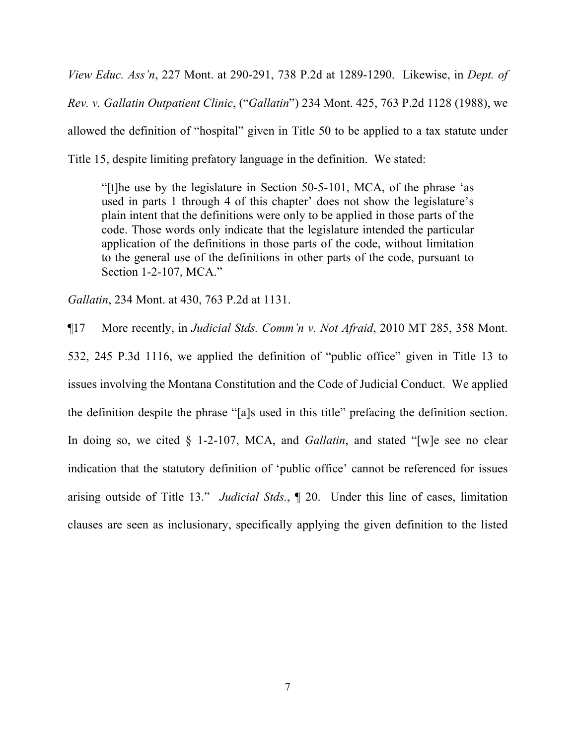*View Educ. Ass'n*, 227 Mont. at 290-291, 738 P.2d at 1289-1290. Likewise, in *Dept. of Rev. v. Gallatin Outpatient Clinic*, ("*Gallatin*") 234 Mont. 425, 763 P.2d 1128 (1988), we allowed the definition of "hospital" given in Title 50 to be applied to a tax statute under Title 15, despite limiting prefatory language in the definition. We stated:

> "[t]he use by the legislature in Section 50-5-101, MCA, of the phrase 'as used in parts 1 through 4 of this chapter' does not show the legislature's plain intent that the definitions were only to be applied in those parts of the code. Those words only indicate that the legislature intended the particular application of the definitions in those parts of the code, without limitation to the general use of the definitions in other parts of the code, pursuant to Section 1-2-107, MCA."

*Gallatin*, 234 Mont. at 430, 763 P.2d at 1131.

¶17 More recently, in *Judicial Stds. Comm'n v. Not Afraid*, 2010 MT 285, 358 Mont. 532, 245 P.3d 1116, we applied the definition of "public office" given in Title 13 to issues involving the Montana Constitution and the Code of Judicial Conduct. We applied the definition despite the phrase "[a]s used in this title" prefacing the definition section. In doing so, we cited § 1-2-107, MCA, and *Gallatin*, and stated "[w]e see no clear indication that the statutory definition of 'public office' cannot be referenced for issues arising outside of Title 13." *Judicial Stds.*, ¶ 20. Under this line of cases, limitation clauses are seen as inclusionary, specifically applying the given definition to the listed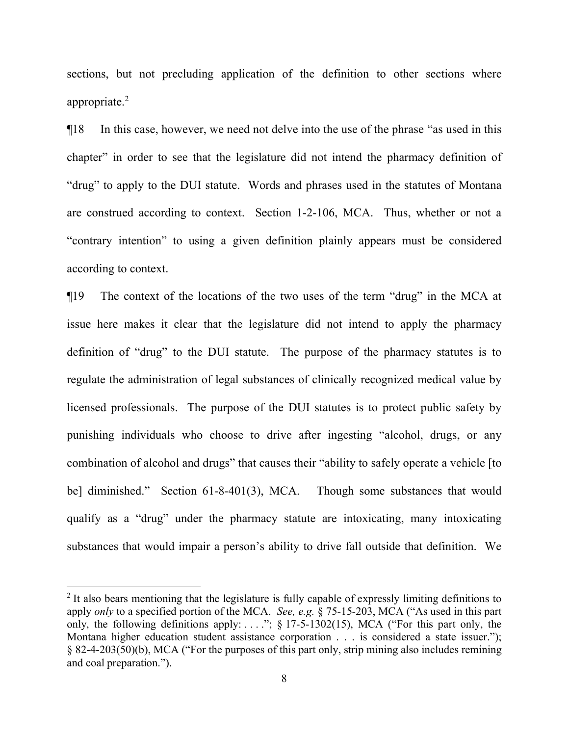sections, but not precluding application of the definition to other sections where appropriate.[2]

¶18 In this case, however, we need not delve into the use of the phrase "as used in this chapter" in order to see that the legislature did not intend the pharmacy definition of "drug" to apply to the DUI statute. Words and phrases used in the statutes of Montana are construed according to context. Section 1-2-106, MCA. Thus, whether or not a "contrary intention" to using a given definition plainly appears must be considered according to context.

¶19 The context of the locations of the two uses of the term "drug" in the MCA at issue here makes it clear that the legislature did not intend to apply the pharmacy definition of "drug" to the DUI statute. The purpose of the pharmacy statutes is to regulate the administration of legal substances of clinically recognized medical value by licensed professionals. The purpose of the DUI statutes is to protect public safety by punishing individuals who choose to drive after ingesting "alcohol, drugs, or any combination of alcohol and drugs" that causes their "ability to safely operate a vehicle [to be] diminished." Section 61-8-401(3), MCA. Though some substances that would qualify as a "drug" under the pharmacy statute are intoxicating, many intoxicating substances that would impair a person's ability to drive fall outside that definition. We

---

[2] It also bears mentioning that the legislature is fully capable of expressly limiting definitions to apply *only* to a specified portion of the MCA. *See, e.g.* § 75-15-203, MCA ("As used in this part only, the following definitions apply: . . . ."; § 17-5-1302(15), MCA ("For this part only, the Montana higher education student assistance corporation . . . is considered a state issuer."); § 82-4-203(50)(b), MCA ("For the purposes of this part only, strip mining also includes remining and coal preparation.").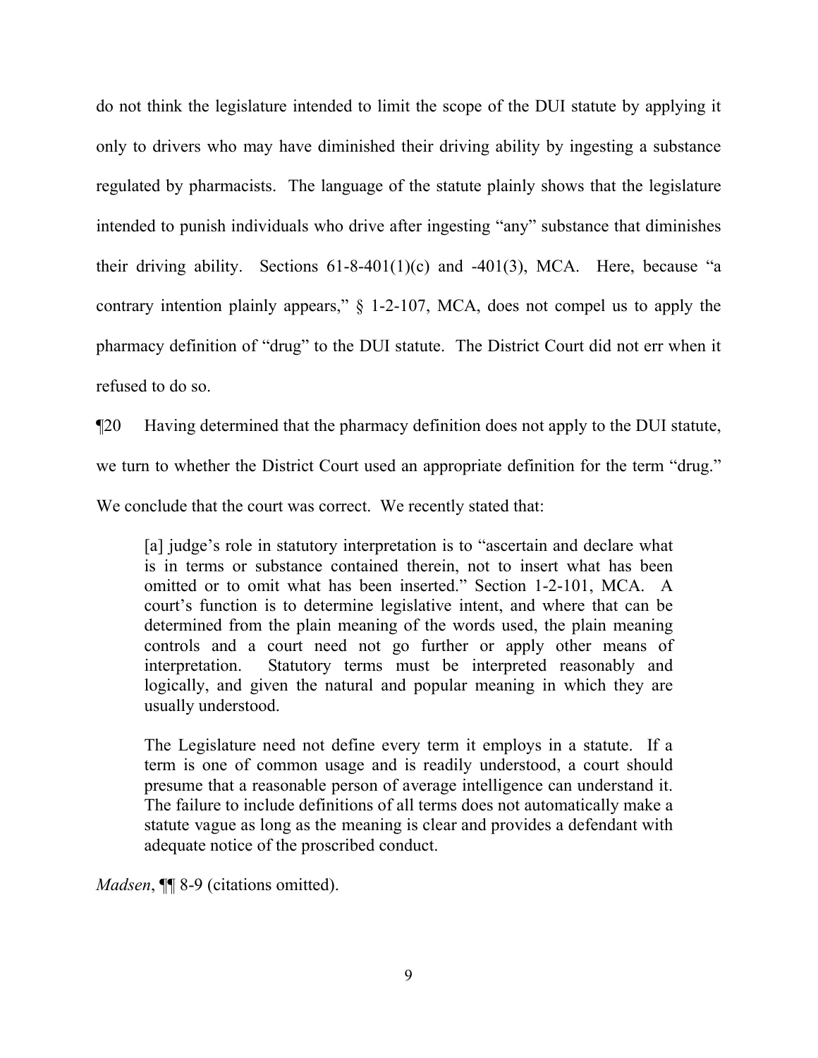do not think the legislature intended to limit the scope of the DUI statute by applying it only to drivers who may have diminished their driving ability by ingesting a substance regulated by pharmacists. The language of the statute plainly shows that the legislature intended to punish individuals who drive after ingesting "any" substance that diminishes their driving ability. Sections 61-8-401(1)(c) and -401(3), MCA. Here, because "a contrary intention plainly appears," § 1-2-107, MCA, does not compel us to apply the pharmacy definition of "drug" to the DUI statute. The District Court did not err when it refused to do so.

¶20 Having determined that the pharmacy definition does not apply to the DUI statute, we turn to whether the District Court used an appropriate definition for the term "drug." We conclude that the court was correct. We recently stated that:

> [a] judge's role in statutory interpretation is to "ascertain and declare what is in terms or substance contained therein, not to insert what has been omitted or to omit what has been inserted." Section 1-2-101, MCA. A court's function is to determine legislative intent, and where that can be determined from the plain meaning of the words used, the plain meaning controls and a court need not go further or apply other means of interpretation. Statutory terms must be interpreted reasonably and logically, and given the natural and popular meaning in which they are usually understood.
>
> The Legislature need not define every term it employs in a statute. If a term is one of common usage and is readily understood, a court should presume that a reasonable person of average intelligence can understand it. The failure to include definitions of all terms does not automatically make a statute vague as long as the meaning is clear and provides a defendant with adequate notice of the proscribed conduct.

*Madsen*, ¶¶ 8-9 (citations omitted).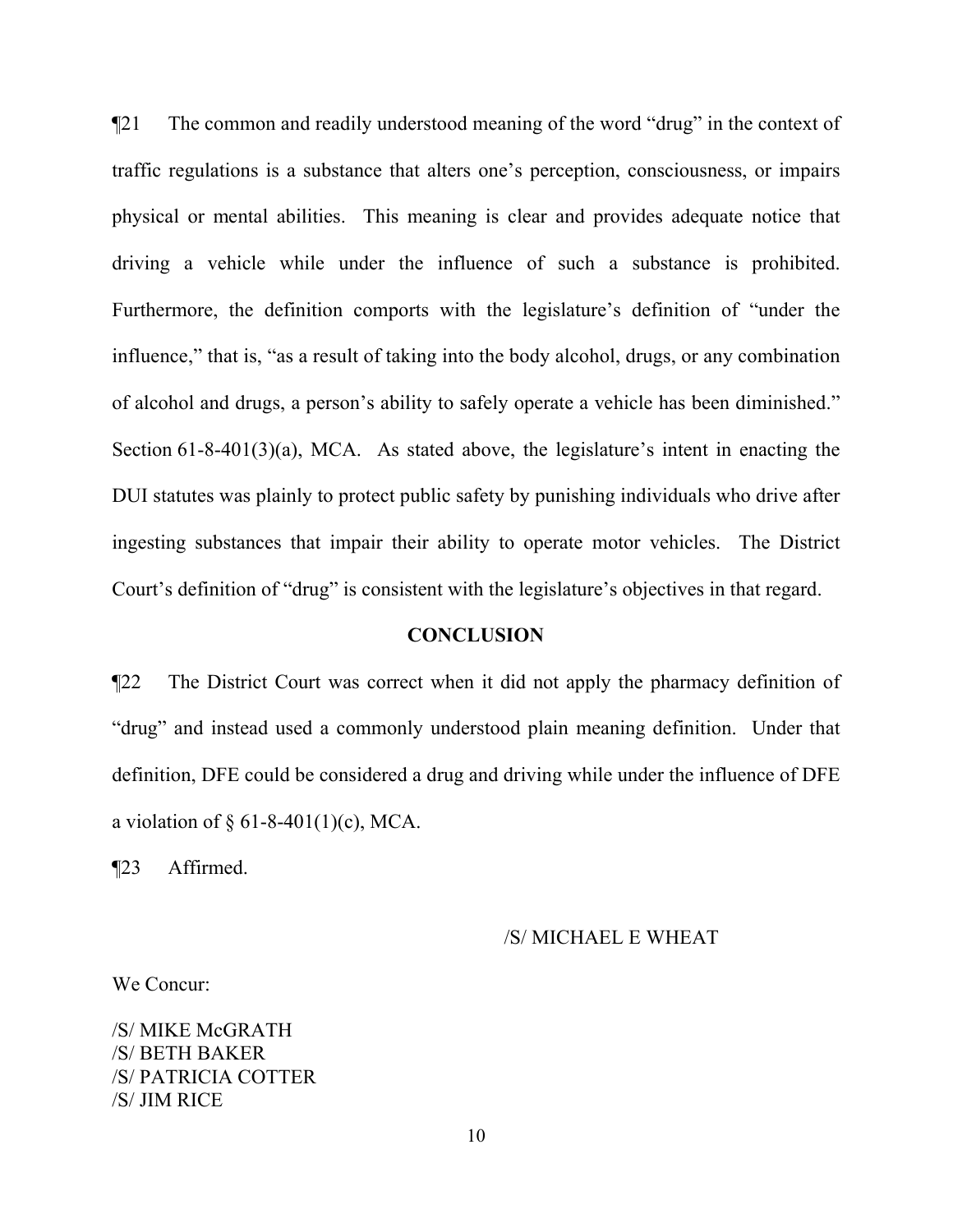¶21 The common and readily understood meaning of the word "drug" in the context of traffic regulations is a substance that alters one's perception, consciousness, or impairs physical or mental abilities. This meaning is clear and provides adequate notice that driving a vehicle while under the influence of such a substance is prohibited. Furthermore, the definition comports with the legislature's definition of "under the influence," that is, "as a result of taking into the body alcohol, drugs, or any combination of alcohol and drugs, a person's ability to safely operate a vehicle has been diminished." Section 61-8-401(3)(a), MCA. As stated above, the legislature's intent in enacting the DUI statutes was plainly to protect public safety by punishing individuals who drive after ingesting substances that impair their ability to operate motor vehicles. The District Court's definition of "drug" is consistent with the legislature's objectives in that regard.

## CONCLUSION

¶22 The District Court was correct when it did not apply the pharmacy definition of "drug" and instead used a commonly understood plain meaning definition. Under that definition, DFE could be considered a drug and driving while under the influence of DFE a violation of § 61-8-401(1)(c), MCA.

¶23 Affirmed.

/S/ MICHAEL E WHEAT

We Concur:

/S/ MIKE McGRATH
/S/ BETH BAKER
/S/ PATRICIA COTTER
/S/ JIM RICE